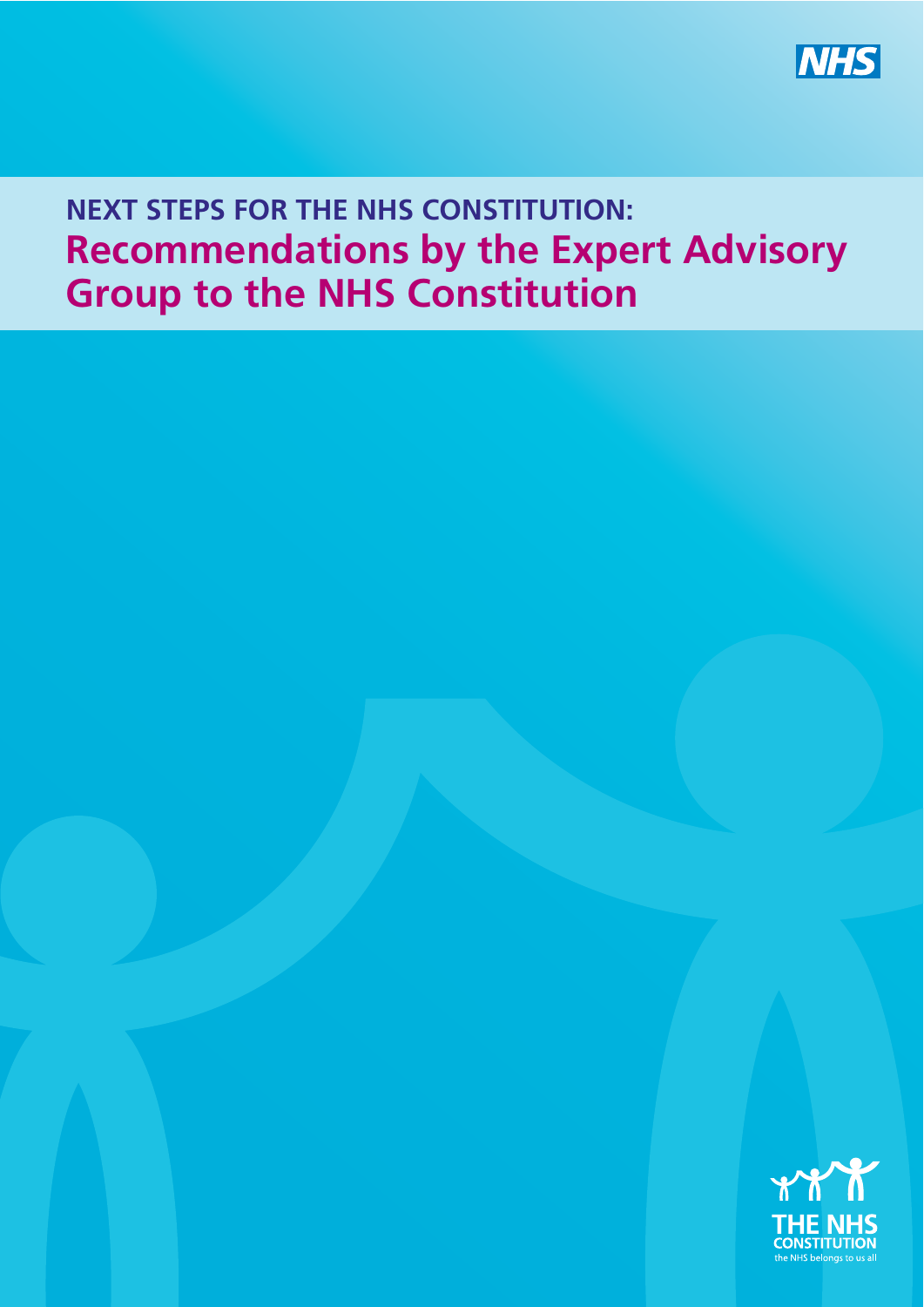NHS

# NEXT STEPS FOR THE NHS CONSTITUTION:
# Recommendations by the Expert Advisory Group to the NHS Constitution

THE NHS CONSTITUTION
the NHS belongs to us all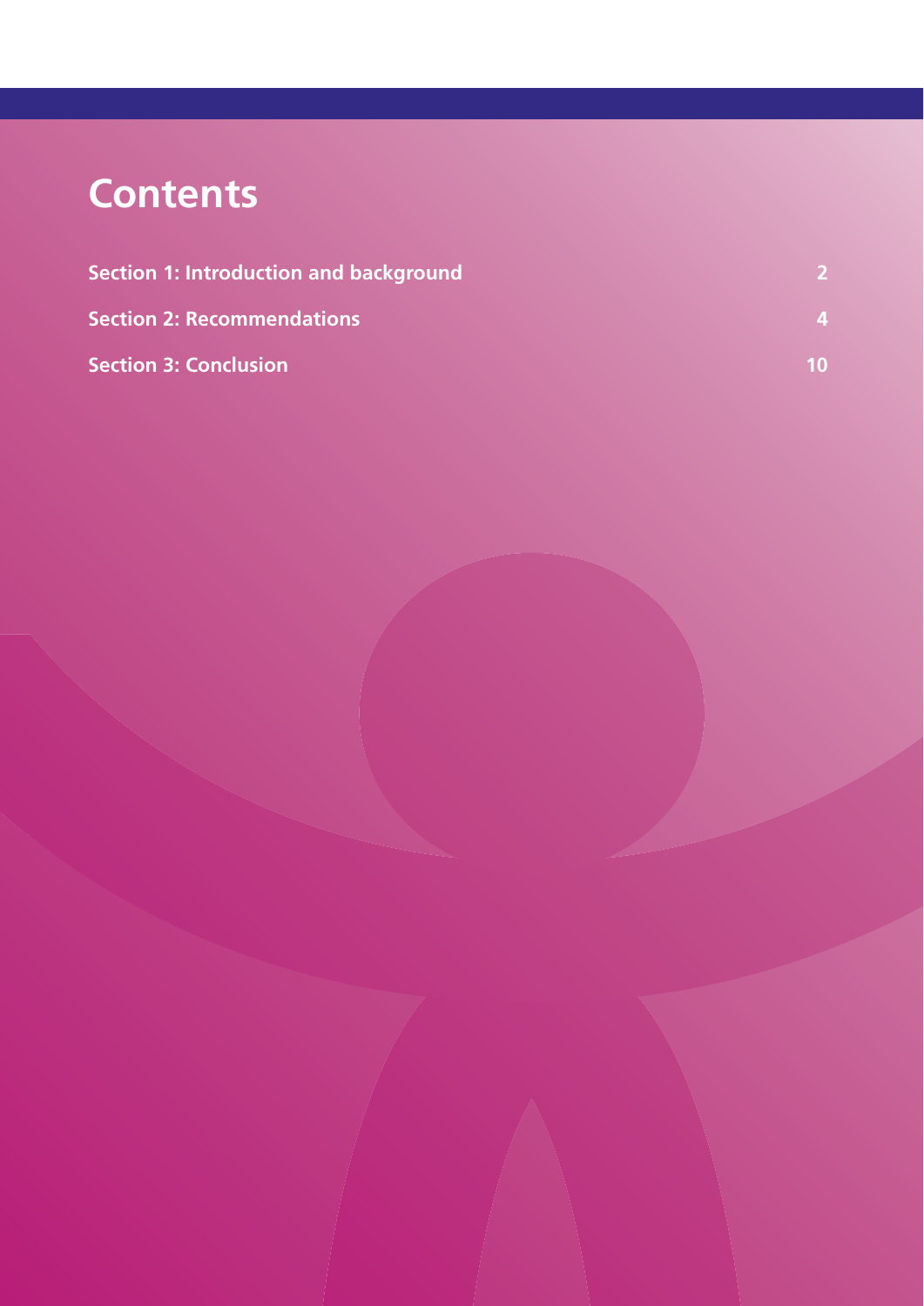# Contents

| | |
|---|---|
| **Section 1: Introduction and background** | **2** |
| **Section 2: Recommendations** | **4** |
| **Section 3: Conclusion** | **10** |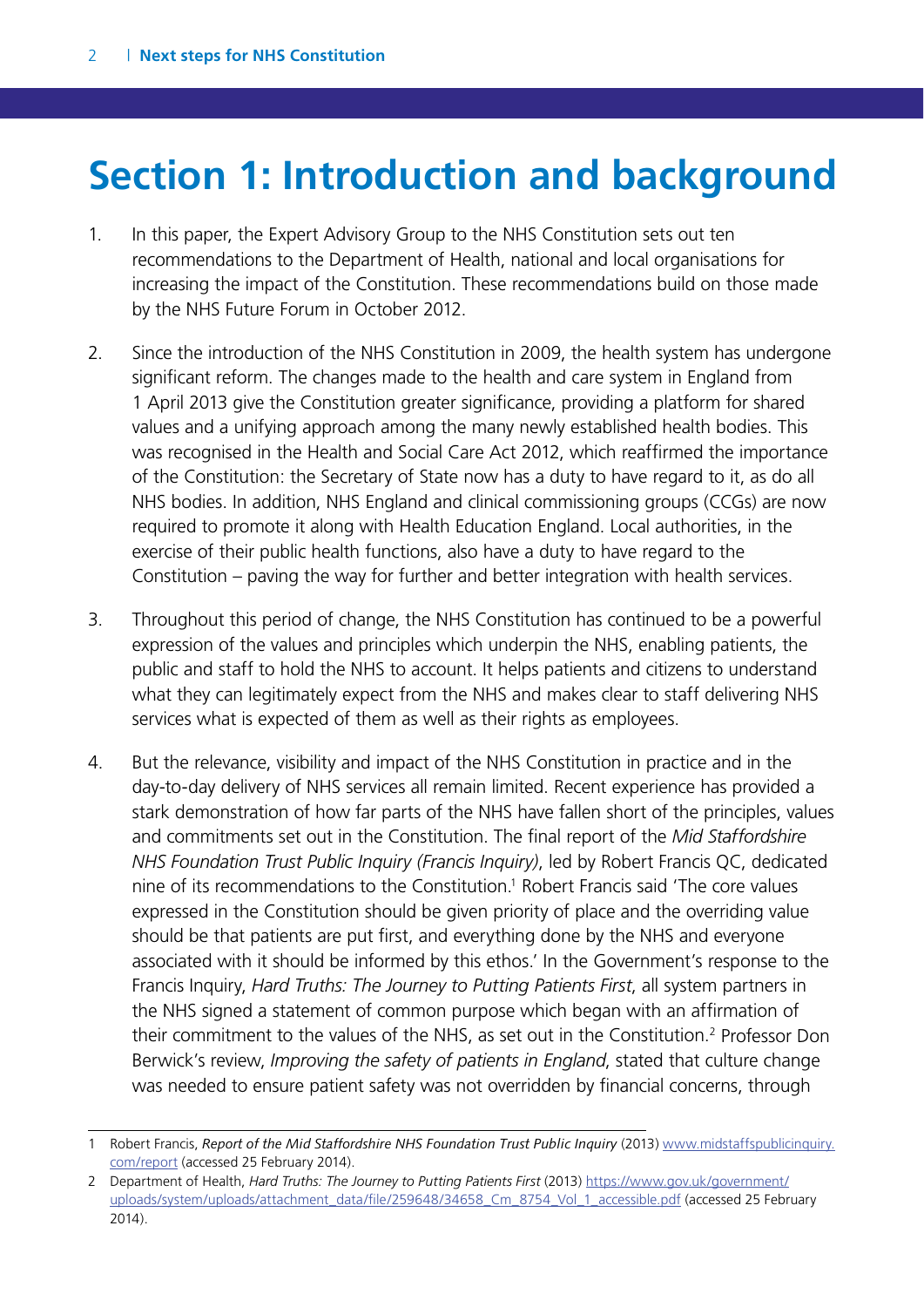# Section 1: Introduction and background

1. In this paper, the Expert Advisory Group to the NHS Constitution sets out ten recommendations to the Department of Health, national and local organisations for increasing the impact of the Constitution. These recommendations build on those made by the NHS Future Forum in October 2012.

2. Since the introduction of the NHS Constitution in 2009, the health system has undergone significant reform. The changes made to the health and care system in England from 1 April 2013 give the Constitution greater significance, providing a platform for shared values and a unifying approach among the many newly established health bodies. This was recognised in the Health and Social Care Act 2012, which reaffirmed the importance of the Constitution: the Secretary of State now has a duty to have regard to it, as do all NHS bodies. In addition, NHS England and clinical commissioning groups (CCGs) are now required to promote it along with Health Education England. Local authorities, in the exercise of their public health functions, also have a duty to have regard to the Constitution – paving the way for further and better integration with health services.

3. Throughout this period of change, the NHS Constitution has continued to be a powerful expression of the values and principles which underpin the NHS, enabling patients, the public and staff to hold the NHS to account. It helps patients and citizens to understand what they can legitimately expect from the NHS and makes clear to staff delivering NHS services what is expected of them as well as their rights as employees.

4. But the relevance, visibility and impact of the NHS Constitution in practice and in the day-to-day delivery of NHS services all remain limited. Recent experience has provided a stark demonstration of how far parts of the NHS have fallen short of the principles, values and commitments set out in the Constitution. The final report of the *Mid Staffordshire NHS Foundation Trust Public Inquiry (Francis Inquiry)*, led by Robert Francis QC, dedicated nine of its recommendations to the Constitution.[1] Robert Francis said 'The core values expressed in the Constitution should be given priority of place and the overriding value should be that patients are put first, and everything done by the NHS and everyone associated with it should be informed by this ethos.' In the Government's response to the Francis Inquiry, *Hard Truths: The Journey to Putting Patients First*, all system partners in the NHS signed a statement of common purpose which began with an affirmation of their commitment to the values of the NHS, as set out in the Constitution.[2] Professor Don Berwick's review, *Improving the safety of patients in England*, stated that culture change was needed to ensure patient safety was not overridden by financial concerns, through

---

1 Robert Francis, *Report of the Mid Staffordshire NHS Foundation Trust Public Inquiry* (2013) www.midstaffspublicinquiry.com/report (accessed 25 February 2014).

2 Department of Health, *Hard Truths: The Journey to Putting Patients First* (2013) https://www.gov.uk/government/uploads/system/uploads/attachment_data/file/259648/34658_Cm_8754_Vol_1_accessible.pdf (accessed 25 February 2014).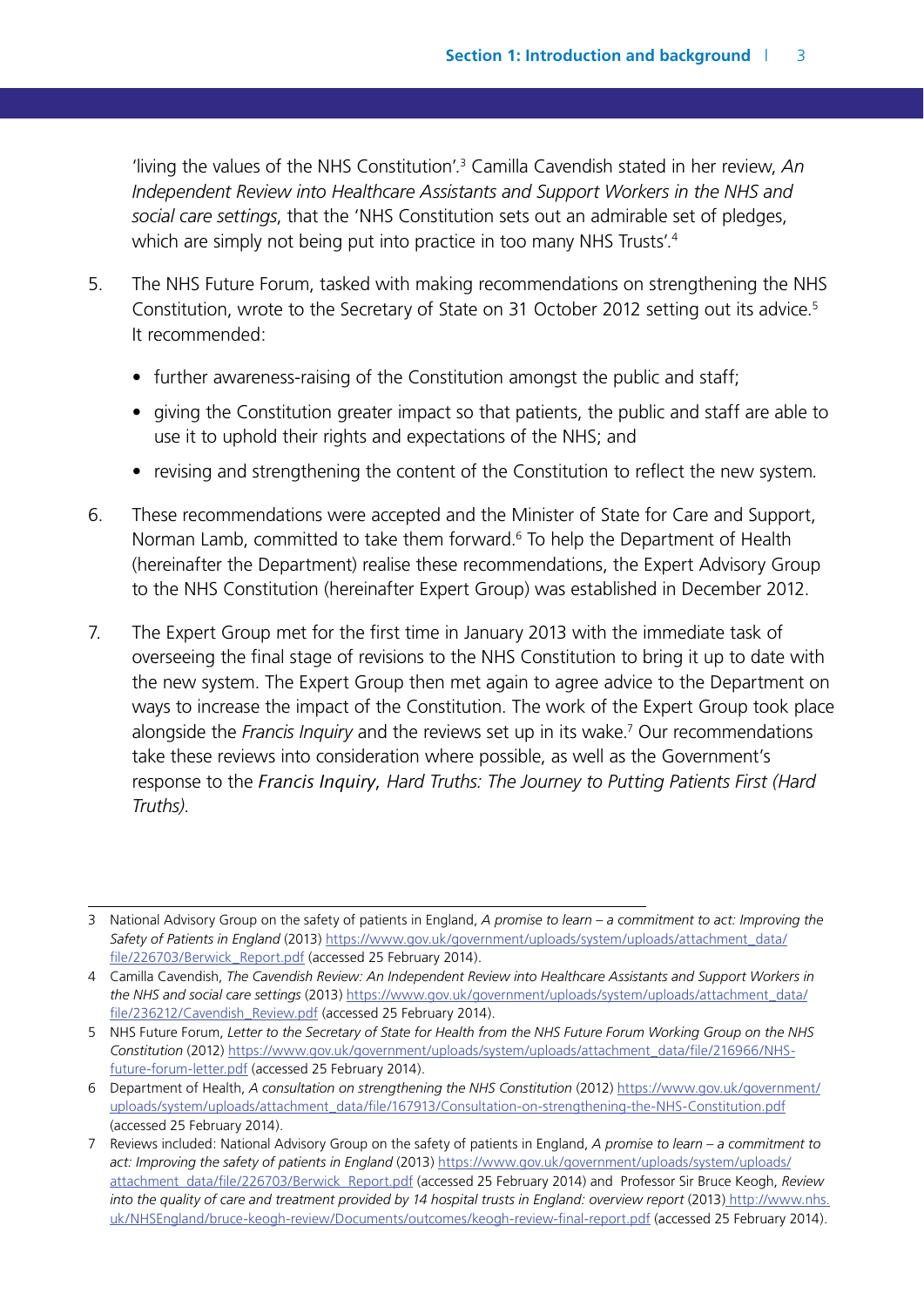'living the values of the NHS Constitution'.[3] Camilla Cavendish stated in her review, *An Independent Review into Healthcare Assistants and Support Workers in the NHS and social care settings*, that the 'NHS Constitution sets out an admirable set of pledges, which are simply not being put into practice in too many NHS Trusts'.[4]

5. The NHS Future Forum, tasked with making recommendations on strengthening the NHS Constitution, wrote to the Secretary of State on 31 October 2012 setting out its advice.[5] It recommended:

   - further awareness-raising of the Constitution amongst the public and staff;
   - giving the Constitution greater impact so that patients, the public and staff are able to use it to uphold their rights and expectations of the NHS; and
   - revising and strengthening the content of the Constitution to reflect the new system.

6. These recommendations were accepted and the Minister of State for Care and Support, Norman Lamb, committed to take them forward.[6] To help the Department of Health (hereinafter the Department) realise these recommendations, the Expert Advisory Group to the NHS Constitution (hereinafter Expert Group) was established in December 2012.

7. The Expert Group met for the first time in January 2013 with the immediate task of overseeing the final stage of revisions to the NHS Constitution to bring it up to date with the new system. The Expert Group then met again to agree advice to the Department on ways to increase the impact of the Constitution. The work of the Expert Group took place alongside the *Francis Inquiry* and the reviews set up in its wake.[7] Our recommendations take these reviews into consideration where possible, as well as the Government's response to the *Francis Inquiry*, *Hard Truths: The Journey to Putting Patients First (Hard Truths)*.

---

3 National Advisory Group on the safety of patients in England, *A promise to learn – a commitment to act: Improving the Safety of Patients in England* (2013) https://www.gov.uk/government/uploads/system/uploads/attachment_data/file/226703/Berwick_Report.pdf (accessed 25 February 2014).

4 Camilla Cavendish, *The Cavendish Review: An Independent Review into Healthcare Assistants and Support Workers in the NHS and social care settings* (2013) https://www.gov.uk/government/uploads/system/uploads/attachment_data/file/236212/Cavendish_Review.pdf (accessed 25 February 2014).

5 NHS Future Forum, *Letter to the Secretary of State for Health from the NHS Future Forum Working Group on the NHS Constitution* (2012) https://www.gov.uk/government/uploads/system/uploads/attachment_data/file/216966/NHS-future-forum-letter.pdf (accessed 25 February 2014).

6 Department of Health, *A consultation on strengthening the NHS Constitution* (2012) https://www.gov.uk/government/uploads/system/uploads/attachment_data/file/167913/Consultation-on-strengthening-the-NHS-Constitution.pdf (accessed 25 February 2014).

7 Reviews included: National Advisory Group on the safety of patients in England, *A promise to learn – a commitment to act: Improving the safety of patients in England* (2013) https://www.gov.uk/government/uploads/system/uploads/attachment_data/file/226703/Berwick_Report.pdf (accessed 25 February 2014) and Professor Sir Bruce Keogh, *Review into the quality of care and treatment provided by 14 hospital trusts in England: overview report* (2013) http://www.nhs.uk/NHSEngland/bruce-keogh-review/Documents/outcomes/keogh-review-final-report.pdf (accessed 25 February 2014).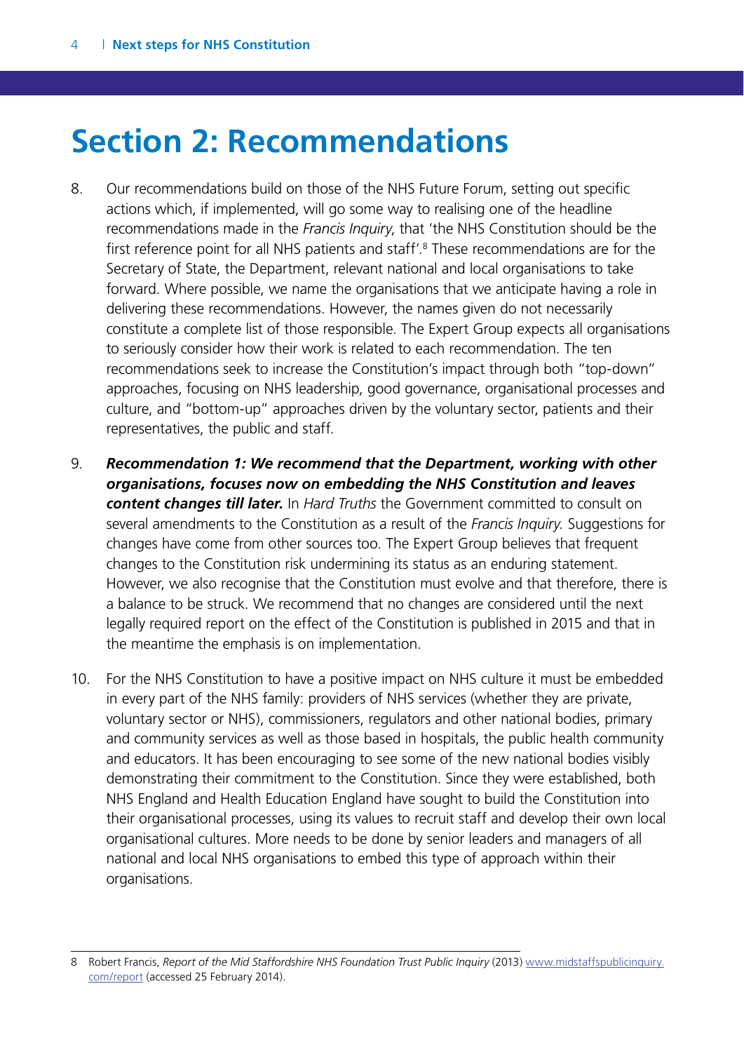# Section 2: Recommendations

8. Our recommendations build on those of the NHS Future Forum, setting out specific actions which, if implemented, will go some way to realising one of the headline recommendations made in the *Francis Inquiry*, that 'the NHS Constitution should be the first reference point for all NHS patients and staff'.[8] These recommendations are for the Secretary of State, the Department, relevant national and local organisations to take forward. Where possible, we name the organisations that we anticipate having a role in delivering these recommendations. However, the names given do not necessarily constitute a complete list of those responsible. The Expert Group expects all organisations to seriously consider how their work is related to each recommendation. The ten recommendations seek to increase the Constitution's impact through both "top-down" approaches, focusing on NHS leadership, good governance, organisational processes and culture, and "bottom-up" approaches driven by the voluntary sector, patients and their representatives, the public and staff.

9. ***Recommendation 1: We recommend that the Department, working with other organisations, focuses now on embedding the NHS Constitution and leaves content changes till later.*** In *Hard Truths* the Government committed to consult on several amendments to the Constitution as a result of the *Francis Inquiry.* Suggestions for changes have come from other sources too. The Expert Group believes that frequent changes to the Constitution risk undermining its status as an enduring statement. However, we also recognise that the Constitution must evolve and that therefore, there is a balance to be struck. We recommend that no changes are considered until the next legally required report on the effect of the Constitution is published in 2015 and that in the meantime the emphasis is on implementation.

10. For the NHS Constitution to have a positive impact on NHS culture it must be embedded in every part of the NHS family: providers of NHS services (whether they are private, voluntary sector or NHS), commissioners, regulators and other national bodies, primary and community services as well as those based in hospitals, the public health community and educators. It has been encouraging to see some of the new national bodies visibly demonstrating their commitment to the Constitution. Since they were established, both NHS England and Health Education England have sought to build the Constitution into their organisational processes, using its values to recruit staff and develop their own local organisational cultures. More needs to be done by senior leaders and managers of all national and local NHS organisations to embed this type of approach within their organisations.

---

8 Robert Francis, *Report of the Mid Staffordshire NHS Foundation Trust Public Inquiry* (2013) www.midstaffspublicinquiry.com/report (accessed 25 February 2014).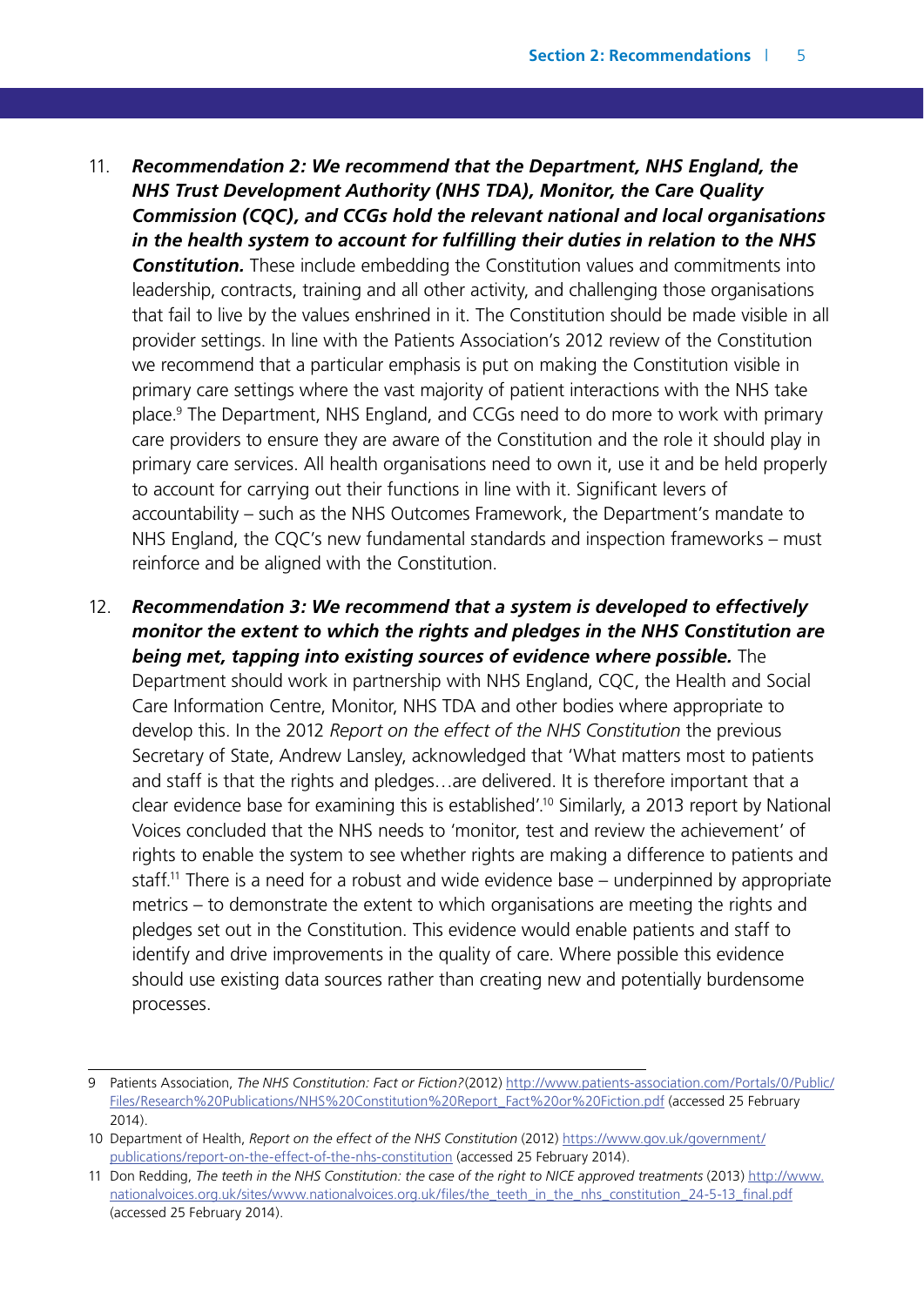11. ***Recommendation 2: We recommend that the Department, NHS England, the NHS Trust Development Authority (NHS TDA), Monitor, the Care Quality Commission (CQC), and CCGs hold the relevant national and local organisations in the health system to account for fulfilling their duties in relation to the NHS Constitution.*** These include embedding the Constitution values and commitments into leadership, contracts, training and all other activity, and challenging those organisations that fail to live by the values enshrined in it. The Constitution should be made visible in all provider settings. In line with the Patients Association's 2012 review of the Constitution we recommend that a particular emphasis is put on making the Constitution visible in primary care settings where the vast majority of patient interactions with the NHS take place.[9] The Department, NHS England, and CCGs need to do more to work with primary care providers to ensure they are aware of the Constitution and the role it should play in primary care services. All health organisations need to own it, use it and be held properly to account for carrying out their functions in line with it. Significant levers of accountability – such as the NHS Outcomes Framework, the Department's mandate to NHS England, the CQC's new fundamental standards and inspection frameworks – must reinforce and be aligned with the Constitution.

12. ***Recommendation 3: We recommend that a system is developed to effectively monitor the extent to which the rights and pledges in the NHS Constitution are being met, tapping into existing sources of evidence where possible.*** The Department should work in partnership with NHS England, CQC, the Health and Social Care Information Centre, Monitor, NHS TDA and other bodies where appropriate to develop this. In the 2012 *Report on the effect of the NHS Constitution* the previous Secretary of State, Andrew Lansley, acknowledged that 'What matters most to patients and staff is that the rights and pledges…are delivered. It is therefore important that a clear evidence base for examining this is established'.[10] Similarly, a 2013 report by National Voices concluded that the NHS needs to 'monitor, test and review the achievement' of rights to enable the system to see whether rights are making a difference to patients and staff.[11] There is a need for a robust and wide evidence base – underpinned by appropriate metrics – to demonstrate the extent to which organisations are meeting the rights and pledges set out in the Constitution. This evidence would enable patients and staff to identify and drive improvements in the quality of care. Where possible this evidence should use existing data sources rather than creating new and potentially burdensome processes.

---

9 Patients Association, *The NHS Constitution: Fact or Fiction?*(2012) http://www.patients-association.com/Portals/0/Public/Files/Research%20Publications/NHS%20Constitution%20Report_Fact%20or%20Fiction.pdf (accessed 25 February 2014).

10 Department of Health, *Report on the effect of the NHS Constitution* (2012) https://www.gov.uk/government/publications/report-on-the-effect-of-the-nhs-constitution (accessed 25 February 2014).

11 Don Redding, *The teeth in the NHS Constitution: the case of the right to NICE approved treatments* (2013) http://www.nationalvoices.org.uk/sites/www.nationalvoices.org.uk/files/the_teeth_in_the_nhs_constitution_24-5-13_final.pdf (accessed 25 February 2014).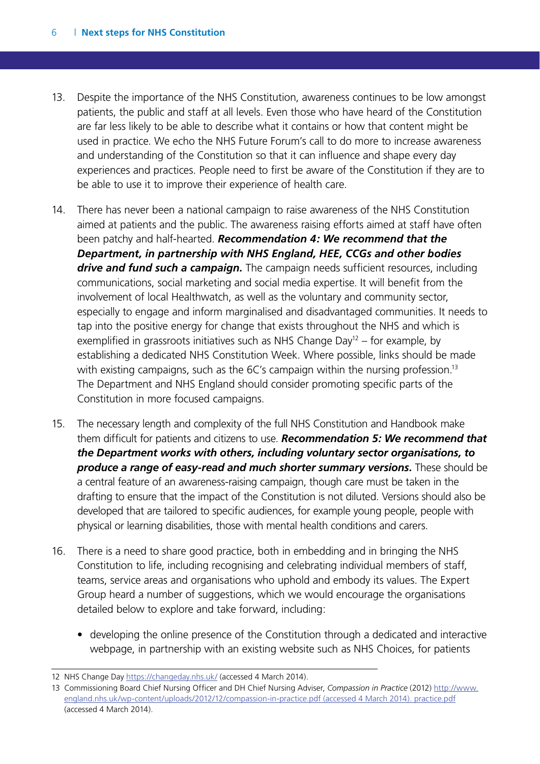13. Despite the importance of the NHS Constitution, awareness continues to be low amongst patients, the public and staff at all levels. Even those who have heard of the Constitution are far less likely to be able to describe what it contains or how that content might be used in practice. We echo the NHS Future Forum's call to do more to increase awareness and understanding of the Constitution so that it can influence and shape every day experiences and practices. People need to first be aware of the Constitution if they are to be able to use it to improve their experience of health care.

14. There has never been a national campaign to raise awareness of the NHS Constitution aimed at patients and the public. The awareness raising efforts aimed at staff have often been patchy and half-hearted. ***Recommendation 4: We recommend that the Department, in partnership with NHS England, HEE, CCGs and other bodies drive and fund such a campaign.*** The campaign needs sufficient resources, including communications, social marketing and social media expertise. It will benefit from the involvement of local Healthwatch, as well as the voluntary and community sector, especially to engage and inform marginalised and disadvantaged communities. It needs to tap into the positive energy for change that exists throughout the NHS and which is exemplified in grassroots initiatives such as NHS Change Day[12] – for example, by establishing a dedicated NHS Constitution Week. Where possible, links should be made with existing campaigns, such as the 6C's campaign within the nursing profession.[13] The Department and NHS England should consider promoting specific parts of the Constitution in more focused campaigns.

15. The necessary length and complexity of the full NHS Constitution and Handbook make them difficult for patients and citizens to use. ***Recommendation 5: We recommend that the Department works with others, including voluntary sector organisations, to produce a range of easy-read and much shorter summary versions.*** These should be a central feature of an awareness-raising campaign, though care must be taken in the drafting to ensure that the impact of the Constitution is not diluted. Versions should also be developed that are tailored to specific audiences, for example young people, people with physical or learning disabilities, those with mental health conditions and carers.

16. There is a need to share good practice, both in embedding and in bringing the NHS Constitution to life, including recognising and celebrating individual members of staff, teams, service areas and organisations who uphold and embody its values. The Expert Group heard a number of suggestions, which we would encourage the organisations detailed below to explore and take forward, including:

    - developing the online presence of the Constitution through a dedicated and interactive webpage, in partnership with an existing website such as NHS Choices, for patients

---

12 NHS Change Day https://changeday.nhs.uk/ (accessed 4 March 2014).

13 Commissioning Board Chief Nursing Officer and DH Chief Nursing Adviser, *Compassion in Practice* (2012) http://www.england.nhs.uk/wp-content/uploads/2012/12/compassion-in-practice.pdf (accessed 4 March 2014). practice.pdf (accessed 4 March 2014).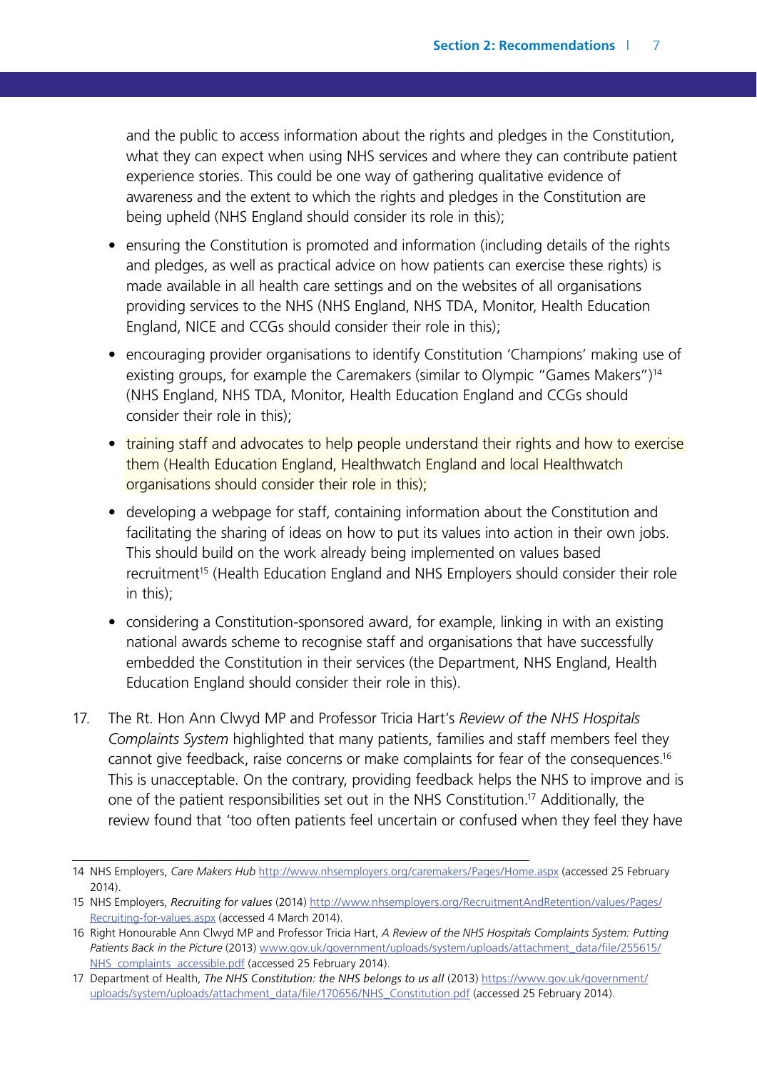and the public to access information about the rights and pledges in the Constitution, what they can expect when using NHS services and where they can contribute patient experience stories. This could be one way of gathering qualitative evidence of awareness and the extent to which the rights and pledges in the Constitution are being upheld (NHS England should consider its role in this);

- ensuring the Constitution is promoted and information (including details of the rights and pledges, as well as practical advice on how patients can exercise these rights) is made available in all health care settings and on the websites of all organisations providing services to the NHS (NHS England, NHS TDA, Monitor, Health Education England, NICE and CCGs should consider their role in this);
- encouraging provider organisations to identify Constitution 'Champions' making use of existing groups, for example the Caremakers (similar to Olympic "Games Makers")[14] (NHS England, NHS TDA, Monitor, Health Education England and CCGs should consider their role in this);
- training staff and advocates to help people understand their rights and how to exercise them (Health Education England, Healthwatch England and local Healthwatch organisations should consider their role in this);
- developing a webpage for staff, containing information about the Constitution and facilitating the sharing of ideas on how to put its values into action in their own jobs. This should build on the work already being implemented on values based recruitment[15] (Health Education England and NHS Employers should consider their role in this);
- considering a Constitution-sponsored award, for example, linking in with an existing national awards scheme to recognise staff and organisations that have successfully embedded the Constitution in their services (the Department, NHS England, Health Education England should consider their role in this).

17. The Rt. Hon Ann Clwyd MP and Professor Tricia Hart's *Review of the NHS Hospitals Complaints System* highlighted that many patients, families and staff members feel they cannot give feedback, raise concerns or make complaints for fear of the consequences.[16] This is unacceptable. On the contrary, providing feedback helps the NHS to improve and is one of the patient responsibilities set out in the NHS Constitution.[17] Additionally, the review found that 'too often patients feel uncertain or confused when they feel they have

---

14 NHS Employers, *Care Makers Hub* http://www.nhsemployers.org/caremakers/Pages/Home.aspx (accessed 25 February 2014).

15 NHS Employers, *Recruiting for values* (2014) http://www.nhsemployers.org/RecruitmentAndRetention/values/Pages/Recruiting-for-values.aspx (accessed 4 March 2014).

16 Right Honourable Ann Clwyd MP and Professor Tricia Hart, *A Review of the NHS Hospitals Complaints System: Putting Patients Back in the Picture* (2013) www.gov.uk/government/uploads/system/uploads/attachment_data/file/255615/NHS_complaints_accessible.pdf (accessed 25 February 2014).

17 Department of Health, *The NHS Constitution: the NHS belongs to us all* (2013) https://www.gov.uk/government/uploads/system/uploads/attachment_data/file/170656/NHS_Constitution.pdf (accessed 25 February 2014).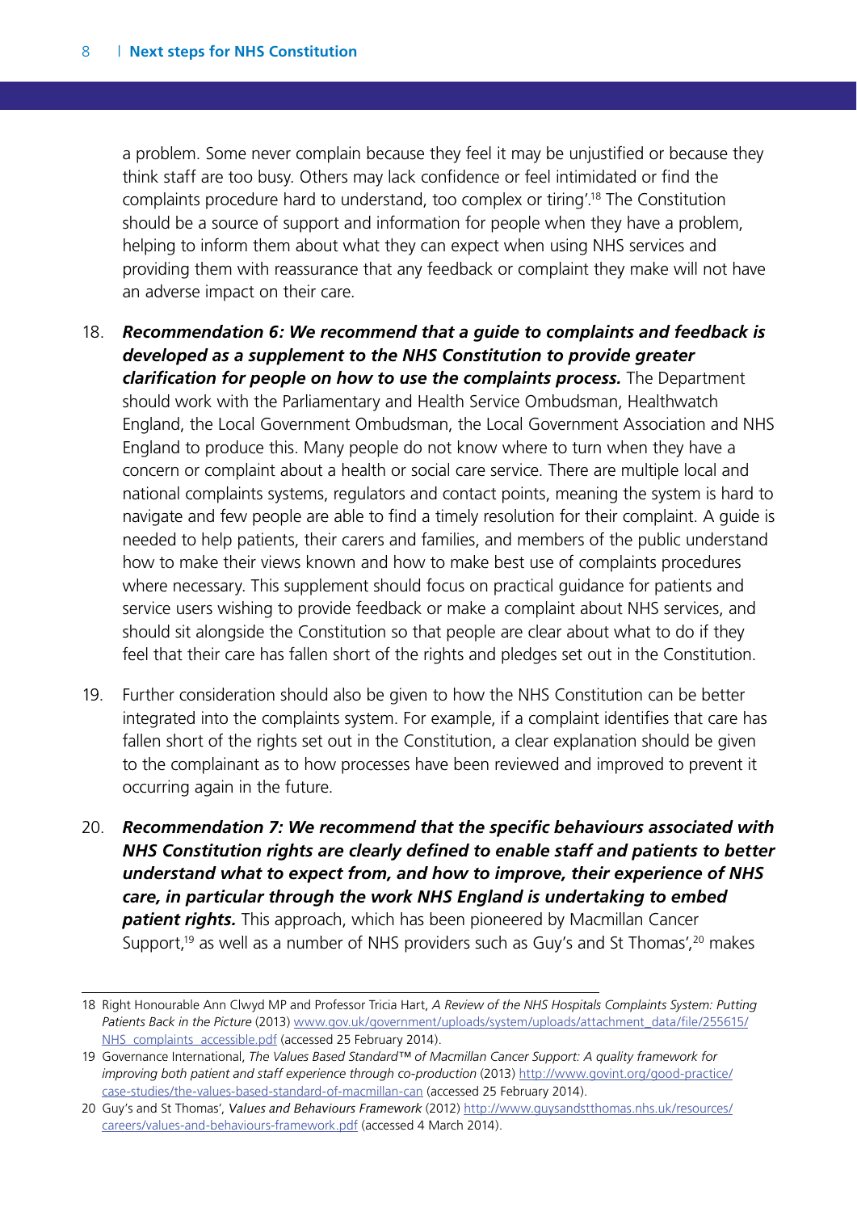a problem. Some never complain because they feel it may be unjustified or because they think staff are too busy. Others may lack confidence or feel intimidated or find the complaints procedure hard to understand, too complex or tiring'.[18] The Constitution should be a source of support and information for people when they have a problem, helping to inform them about what they can expect when using NHS services and providing them with reassurance that any feedback or complaint they make will not have an adverse impact on their care.

18. ***Recommendation 6: We recommend that a guide to complaints and feedback is developed as a supplement to the NHS Constitution to provide greater clarification for people on how to use the complaints process.*** The Department should work with the Parliamentary and Health Service Ombudsman, Healthwatch England, the Local Government Ombudsman, the Local Government Association and NHS England to produce this. Many people do not know where to turn when they have a concern or complaint about a health or social care service. There are multiple local and national complaints systems, regulators and contact points, meaning the system is hard to navigate and few people are able to find a timely resolution for their complaint. A guide is needed to help patients, their carers and families, and members of the public understand how to make their views known and how to make best use of complaints procedures where necessary. This supplement should focus on practical guidance for patients and service users wishing to provide feedback or make a complaint about NHS services, and should sit alongside the Constitution so that people are clear about what to do if they feel that their care has fallen short of the rights and pledges set out in the Constitution.

19. Further consideration should also be given to how the NHS Constitution can be better integrated into the complaints system. For example, if a complaint identifies that care has fallen short of the rights set out in the Constitution, a clear explanation should be given to the complainant as to how processes have been reviewed and improved to prevent it occurring again in the future.

20. ***Recommendation 7: We recommend that the specific behaviours associated with NHS Constitution rights are clearly defined to enable staff and patients to better understand what to expect from, and how to improve, their experience of NHS care, in particular through the work NHS England is undertaking to embed patient rights.*** This approach, which has been pioneered by Macmillan Cancer Support,[19] as well as a number of NHS providers such as Guy's and St Thomas',[20] makes

---

18 Right Honourable Ann Clwyd MP and Professor Tricia Hart, *A Review of the NHS Hospitals Complaints System: Putting Patients Back in the Picture* (2013) www.gov.uk/government/uploads/system/uploads/attachment_data/file/255615/NHS_complaints_accessible.pdf (accessed 25 February 2014).

19 Governance International, *The Values Based Standard™ of Macmillan Cancer Support: A quality framework for improving both patient and staff experience through co-production* (2013) http://www.govint.org/good-practice/case-studies/the-values-based-standard-of-macmillan-can (accessed 25 February 2014).

20 Guy's and St Thomas', *Values and Behaviours Framework* (2012) http://www.guysandstthomas.nhs.uk/resources/careers/values-and-behaviours-framework.pdf (accessed 4 March 2014).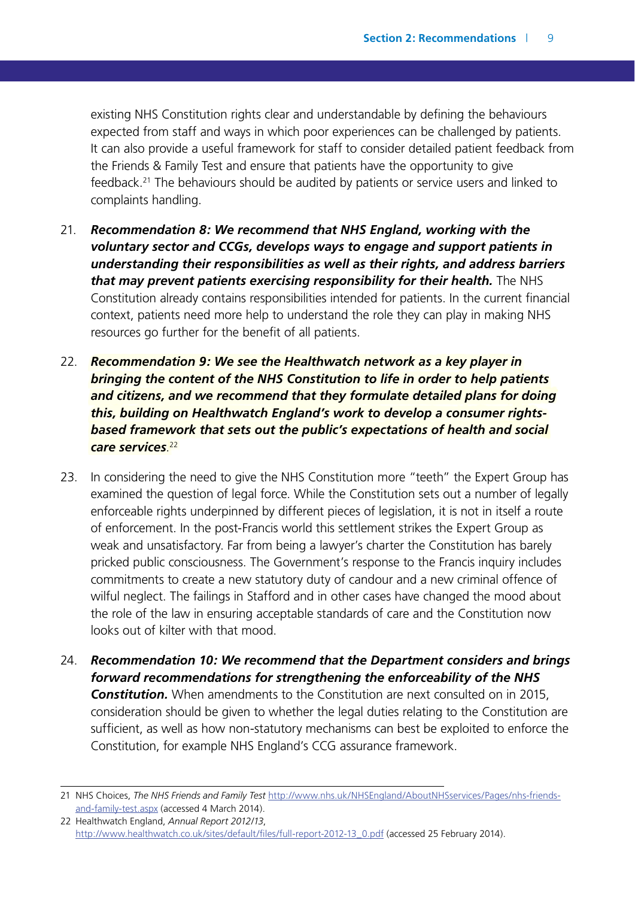existing NHS Constitution rights clear and understandable by defining the behaviours expected from staff and ways in which poor experiences can be challenged by patients. It can also provide a useful framework for staff to consider detailed patient feedback from the Friends & Family Test and ensure that patients have the opportunity to give feedback.[21] The behaviours should be audited by patients or service users and linked to complaints handling.

21. ***Recommendation 8: We recommend that NHS England, working with the voluntary sector and CCGs, develops ways to engage and support patients in understanding their responsibilities as well as their rights, and address barriers that may prevent patients exercising responsibility for their health.*** The NHS Constitution already contains responsibilities intended for patients. In the current financial context, patients need more help to understand the role they can play in making NHS resources go further for the benefit of all patients.

22. ***Recommendation 9: We see the Healthwatch network as a key player in bringing the content of the NHS Constitution to life in order to help patients and citizens, and we recommend that they formulate detailed plans for doing this, building on Healthwatch England's work to develop a consumer rights-based framework that sets out the public's expectations of health and social care services***.[22]

23. In considering the need to give the NHS Constitution more "teeth" the Expert Group has examined the question of legal force. While the Constitution sets out a number of legally enforceable rights underpinned by different pieces of legislation, it is not in itself a route of enforcement. In the post-Francis world this settlement strikes the Expert Group as weak and unsatisfactory. Far from being a lawyer's charter the Constitution has barely pricked public consciousness. The Government's response to the Francis inquiry includes commitments to create a new statutory duty of candour and a new criminal offence of wilful neglect. The failings in Stafford and in other cases have changed the mood about the role of the law in ensuring acceptable standards of care and the Constitution now looks out of kilter with that mood.

24. ***Recommendation 10: We recommend that the Department considers and brings forward recommendations for strengthening the enforceability of the NHS Constitution.*** When amendments to the Constitution are next consulted on in 2015, consideration should be given to whether the legal duties relating to the Constitution are sufficient, as well as how non-statutory mechanisms can best be exploited to enforce the Constitution, for example NHS England's CCG assurance framework.

---

21 NHS Choices, *The NHS Friends and Family Test* http://www.nhs.uk/NHSEngland/AboutNHSservices/Pages/nhs-friends-and-family-test.aspx (accessed 4 March 2014).

22 Healthwatch England, *Annual Report 2012/13*, http://www.healthwatch.co.uk/sites/default/files/full-report-2012-13_0.pdf (accessed 25 February 2014).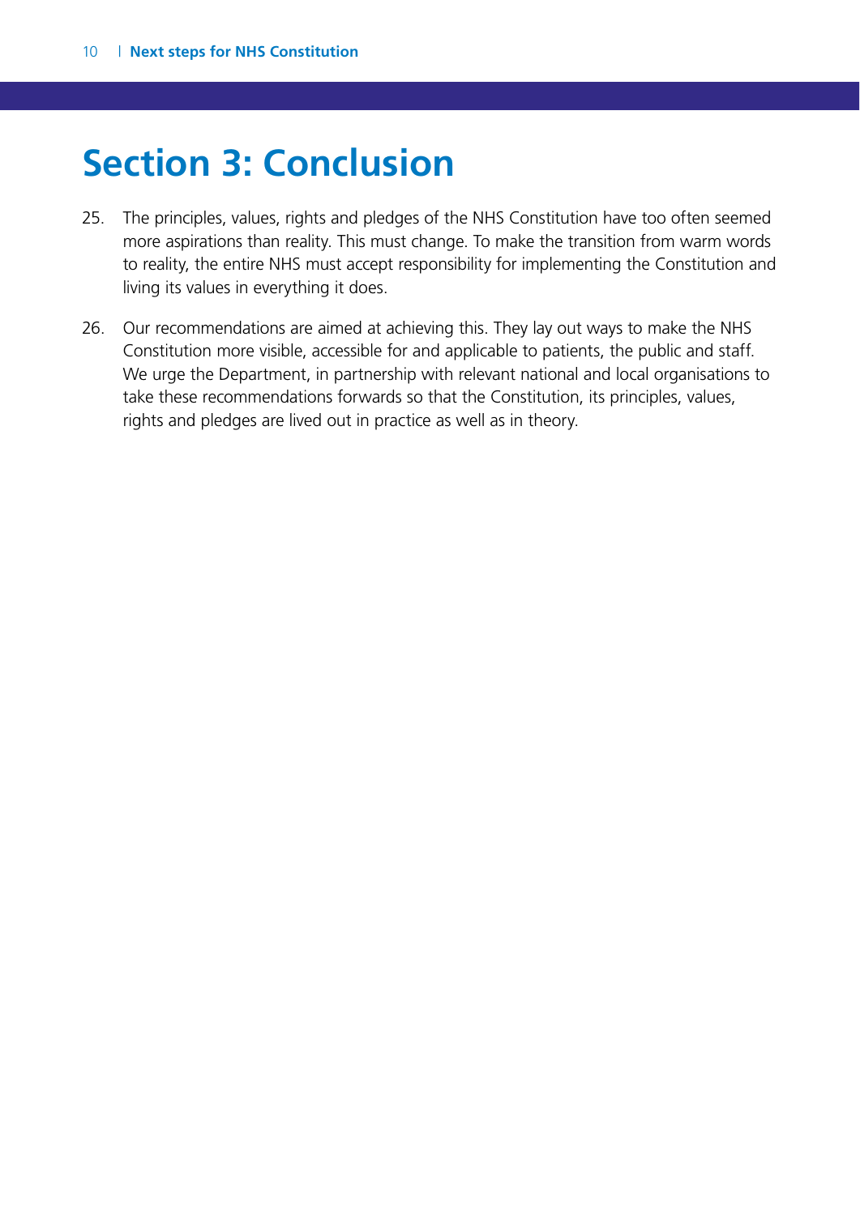# Section 3: Conclusion

25. The principles, values, rights and pledges of the NHS Constitution have too often seemed more aspirations than reality. This must change. To make the transition from warm words to reality, the entire NHS must accept responsibility for implementing the Constitution and living its values in everything it does.

26. Our recommendations are aimed at achieving this. They lay out ways to make the NHS Constitution more visible, accessible for and applicable to patients, the public and staff. We urge the Department, in partnership with relevant national and local organisations to take these recommendations forwards so that the Constitution, its principles, values, rights and pledges are lived out in practice as well as in theory.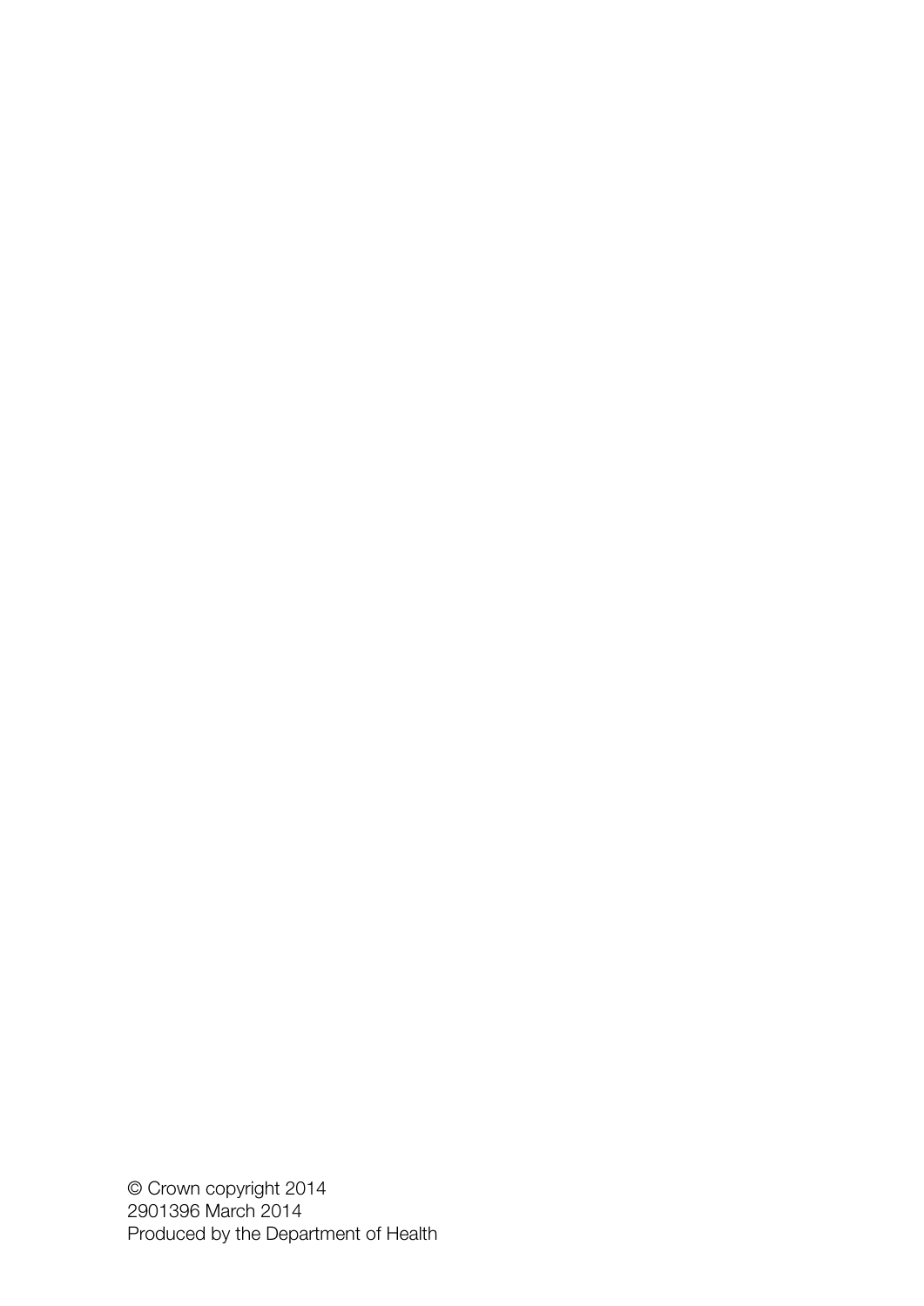© Crown copyright 2014
2901396 March 2014
Produced by the Department of Health